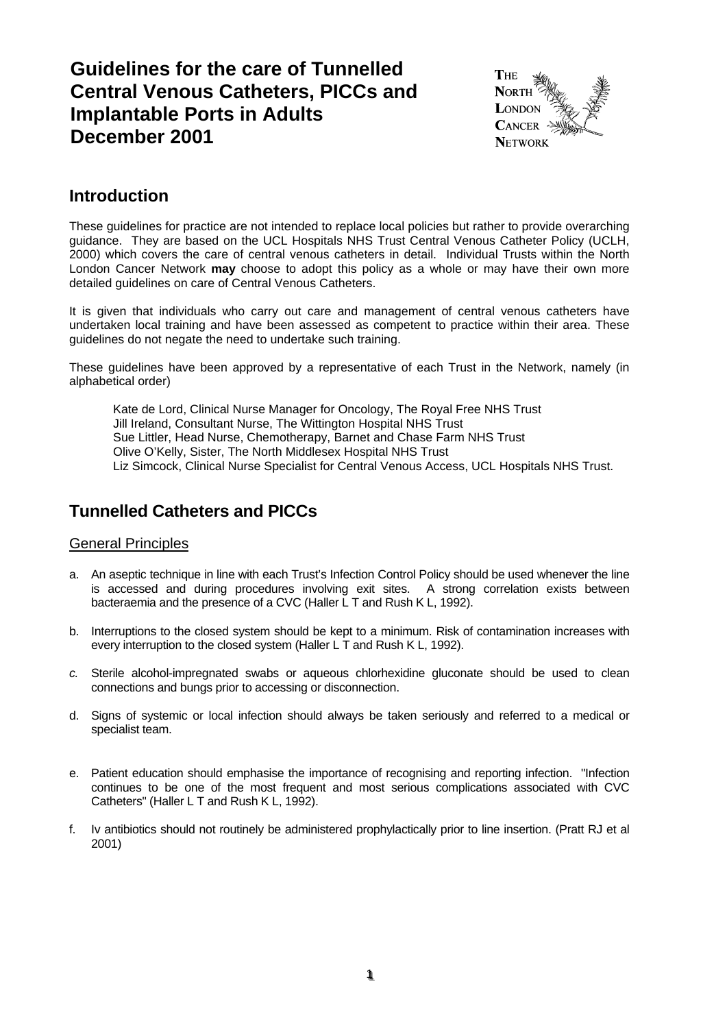# Guidelines for the care of Tunnelled Central Venous Catheters, PICCs and Implantable Ports in Adults December 2001

THE NORTH LONDON CANCER NETWORK

## Introduction

These guidelines for practice are not intended to replace local policies but rather to provide overarching guidance. They are based on the UCL Hospitals NHS Trust Central Venous Catheter Policy (UCLH, 2000) which covers the care of central venous catheters in detail. Individual Trusts within the North London Cancer Network **may** choose to adopt this policy as a whole or may have their own more detailed guidelines on care of Central Venous Catheters.

It is given that individuals who carry out care and management of central venous catheters have undertaken local training and have been assessed as competent to practice within their area. These guidelines do not negate the need to undertake such training.

These guidelines have been approved by a representative of each Trust in the Network, namely (in alphabetical order)

Kate de Lord, Clinical Nurse Manager for Oncology, The Royal Free NHS Trust
Jill Ireland, Consultant Nurse, The Wittington Hospital NHS Trust
Sue Littler, Head Nurse, Chemotherapy, Barnet and Chase Farm NHS Trust
Olive O'Kelly, Sister, The North Middlesex Hospital NHS Trust
Liz Simcock, Clinical Nurse Specialist for Central Venous Access, UCL Hospitals NHS Trust.

## Tunnelled Catheters and PICCs

### General Principles

a. An aseptic technique in line with each Trust's Infection Control Policy should be used whenever the line is accessed and during procedures involving exit sites. A strong correlation exists between bacteraemia and the presence of a CVC (Haller L T and Rush K L, 1992).

b. Interruptions to the closed system should be kept to a minimum. Risk of contamination increases with every interruption to the closed system (Haller L T and Rush K L, 1992).

*c.* Sterile alcohol-impregnated swabs or aqueous chlorhexidine gluconate should be used to clean connections and bungs prior to accessing or disconnection.

d. Signs of systemic or local infection should always be taken seriously and referred to a medical or specialist team.

e. Patient education should emphasise the importance of recognising and reporting infection. "Infection continues to be one of the most frequent and most serious complications associated with CVC Catheters" (Haller L T and Rush K L, 1992).

f. Iv antibiotics should not routinely be administered prophylactically prior to line insertion. (Pratt RJ et al 2001)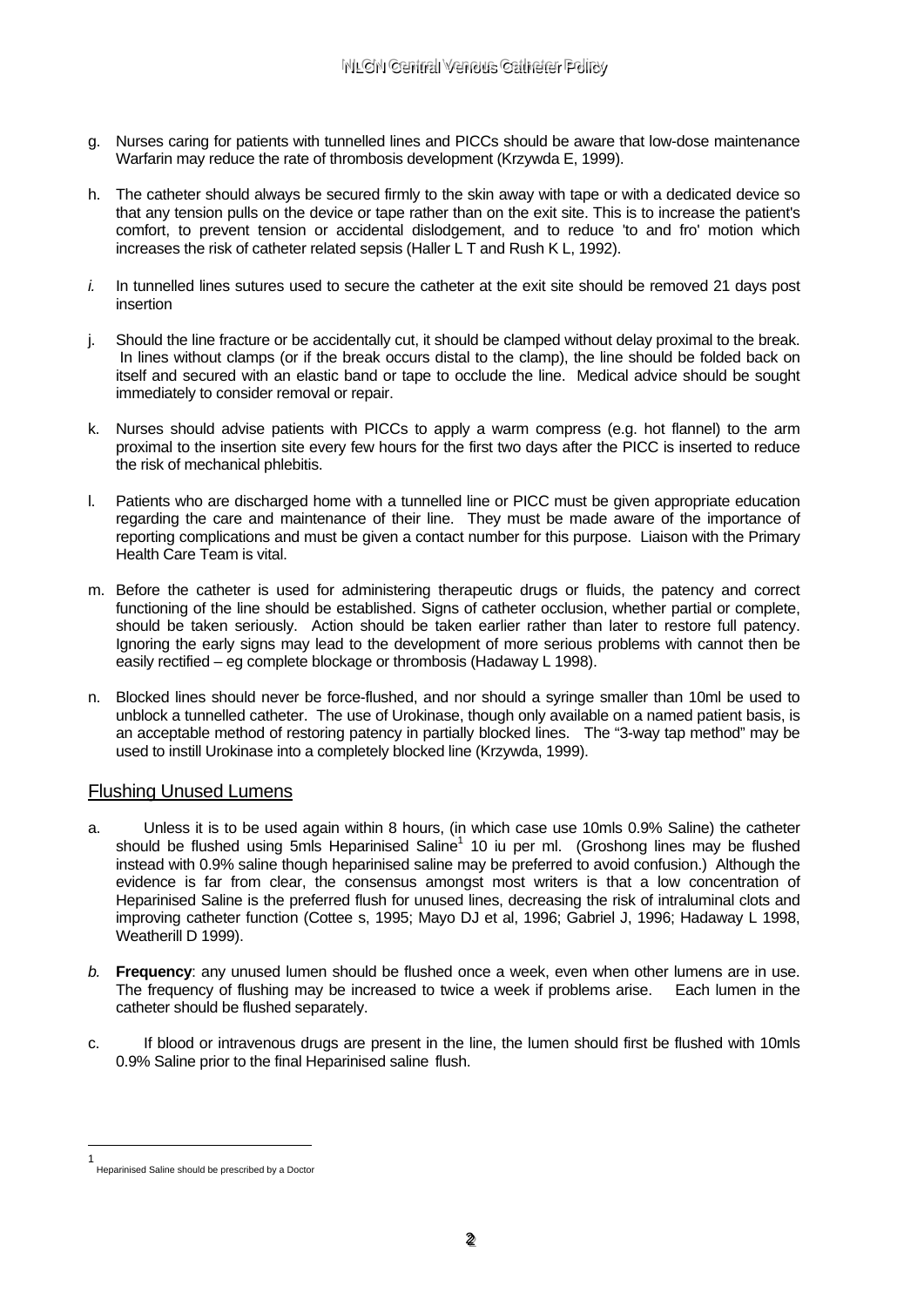g. Nurses caring for patients with tunnelled lines and PICCs should be aware that low-dose maintenance Warfarin may reduce the rate of thrombosis development (Krzywda E, 1999).

h. The catheter should always be secured firmly to the skin away with tape or with a dedicated device so that any tension pulls on the device or tape rather than on the exit site. This is to increase the patient's comfort, to prevent tension or accidental dislodgement, and to reduce 'to and fro' motion which increases the risk of catheter related sepsis (Haller L T and Rush K L, 1992).

*i.* In tunnelled lines sutures used to secure the catheter at the exit site should be removed 21 days post insertion

j. Should the line fracture or be accidentally cut, it should be clamped without delay proximal to the break. In lines without clamps (or if the break occurs distal to the clamp), the line should be folded back on itself and secured with an elastic band or tape to occlude the line. Medical advice should be sought immediately to consider removal or repair.

k. Nurses should advise patients with PICCs to apply a warm compress (e.g. hot flannel) to the arm proximal to the insertion site every few hours for the first two days after the PICC is inserted to reduce the risk of mechanical phlebitis.

l. Patients who are discharged home with a tunnelled line or PICC must be given appropriate education regarding the care and maintenance of their line. They must be made aware of the importance of reporting complications and must be given a contact number for this purpose. Liaison with the Primary Health Care Team is vital.

m. Before the catheter is used for administering therapeutic drugs or fluids, the patency and correct functioning of the line should be established. Signs of catheter occlusion, whether partial or complete, should be taken seriously. Action should be taken earlier rather than later to restore full patency. Ignoring the early signs may lead to the development of more serious problems with cannot then be easily rectified – eg complete blockage or thrombosis (Hadaway L 1998).

n. Blocked lines should never be force-flushed, and nor should a syringe smaller than 10ml be used to unblock a tunnelled catheter. The use of Urokinase, though only available on a named patient basis, is an acceptable method of restoring patency in partially blocked lines. The "3-way tap method" may be used to instill Urokinase into a completely blocked line (Krzywda, 1999).

## Flushing Unused Lumens

a. Unless it is to be used again within 8 hours, (in which case use 10mls 0.9% Saline) the catheter should be flushed using 5mls Heparinised Saline[1] 10 iu per ml. (Groshong lines may be flushed instead with 0.9% saline though heparinised saline may be preferred to avoid confusion.) Although the evidence is far from clear, the consensus amongst most writers is that a low concentration of Heparinised Saline is the preferred flush for unused lines, decreasing the risk of intraluminal clots and improving catheter function (Cottee s, 1995; Mayo DJ et al, 1996; Gabriel J, 1996; Hadaway L 1998, Weatherill D 1999).

*b.* **Frequency**: any unused lumen should be flushed once a week, even when other lumens are in use. The frequency of flushing may be increased to twice a week if problems arise. Each lumen in the catheter should be flushed separately.

c. If blood or intravenous drugs are present in the line, the lumen should first be flushed with 10mls 0.9% Saline prior to the final Heparinised saline flush.

---

[1] Heparinised Saline should be prescribed by a Doctor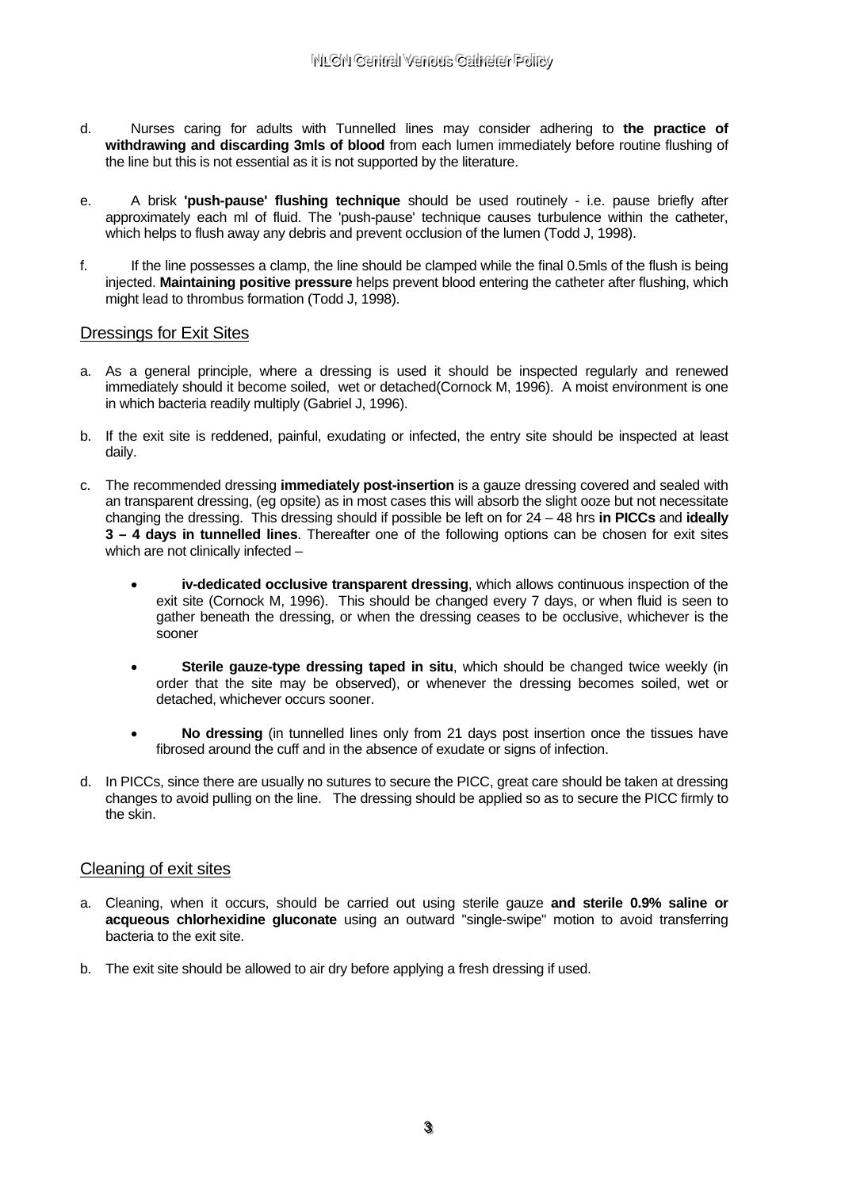d. Nurses caring for adults with Tunnelled lines may consider adhering to **the practice of withdrawing and discarding 3mls of blood** from each lumen immediately before routine flushing of the line but this is not essential as it is not supported by the literature.

e. A brisk **'push-pause' flushing technique** should be used routinely - i.e. pause briefly after approximately each ml of fluid. The 'push-pause' technique causes turbulence within the catheter, which helps to flush away any debris and prevent occlusion of the lumen (Todd J, 1998).

f. If the line possesses a clamp, the line should be clamped while the final 0.5mls of the flush is being injected. **Maintaining positive pressure** helps prevent blood entering the catheter after flushing, which might lead to thrombus formation (Todd J, 1998).

## Dressings for Exit Sites

a. As a general principle, where a dressing is used it should be inspected regularly and renewed immediately should it become soiled, wet or detached(Cornock M, 1996). A moist environment is one in which bacteria readily multiply (Gabriel J, 1996).

b. If the exit site is reddened, painful, exudating or infected, the entry site should be inspected at least daily.

c. The recommended dressing **immediately post-insertion** is a gauze dressing covered and sealed with an transparent dressing, (eg opsite) as in most cases this will absorb the slight ooze but not necessitate changing the dressing. This dressing should if possible be left on for 24 – 48 hrs **in PICCs** and **ideally 3 – 4 days in tunnelled lines**. Thereafter one of the following options can be chosen for exit sites which are not clinically infected –

- **iv-dedicated occlusive transparent dressing**, which allows continuous inspection of the exit site (Cornock M, 1996). This should be changed every 7 days, or when fluid is seen to gather beneath the dressing, or when the dressing ceases to be occlusive, whichever is the sooner

- **Sterile gauze-type dressing taped in situ**, which should be changed twice weekly (in order that the site may be observed), or whenever the dressing becomes soiled, wet or detached, whichever occurs sooner.

- **No dressing** (in tunnelled lines only from 21 days post insertion once the tissues have fibrosed around the cuff and in the absence of exudate or signs of infection.

d. In PICCs, since there are usually no sutures to secure the PICC, great care should be taken at dressing changes to avoid pulling on the line. The dressing should be applied so as to secure the PICC firmly to the skin.

## Cleaning of exit sites

a. Cleaning, when it occurs, should be carried out using sterile gauze **and sterile 0.9% saline or acqueous chlorhexidine gluconate** using an outward "single-swipe" motion to avoid transferring bacteria to the exit site.

b. The exit site should be allowed to air dry before applying a fresh dressing if used.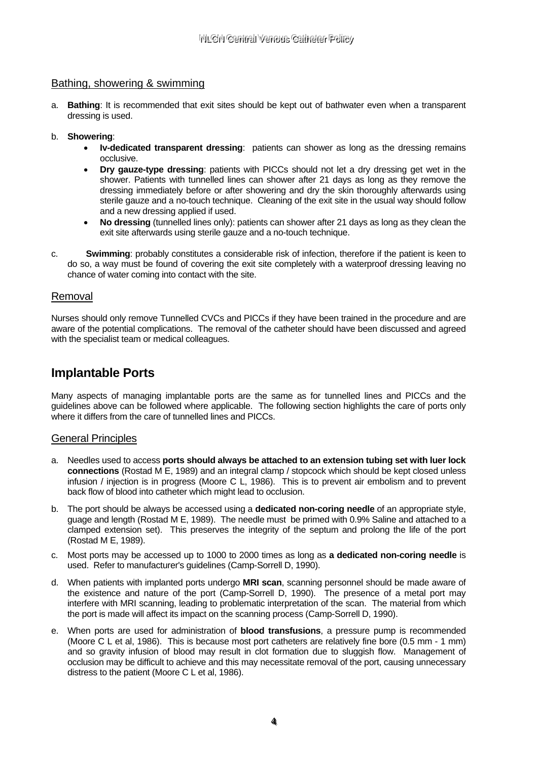### Bathing, showering & swimming

a. **Bathing**: It is recommended that exit sites should be kept out of bathwater even when a transparent dressing is used.

b. **Showering**:
   - **Iv-dedicated transparent dressing**: patients can shower as long as the dressing remains occlusive.
   - **Dry gauze-type dressing**: patients with PICCs should not let a dry dressing get wet in the shower. Patients with tunnelled lines can shower after 21 days as long as they remove the dressing immediately before or after showering and dry the skin thoroughly afterwards using sterile gauze and a no-touch technique. Cleaning of the exit site in the usual way should follow and a new dressing applied if used.
   - **No dressing** (tunnelled lines only): patients can shower after 21 days as long as they clean the exit site afterwards using sterile gauze and a no-touch technique.

c. **Swimming**: probably constitutes a considerable risk of infection, therefore if the patient is keen to do so, a way must be found of covering the exit site completely with a waterproof dressing leaving no chance of water coming into contact with the site.

### Removal

Nurses should only remove Tunnelled CVCs and PICCs if they have been trained in the procedure and are aware of the potential complications. The removal of the catheter should have been discussed and agreed with the specialist team or medical colleagues.

## Implantable Ports

Many aspects of managing implantable ports are the same as for tunnelled lines and PICCs and the guidelines above can be followed where applicable. The following section highlights the care of ports only where it differs from the care of tunnelled lines and PICCs.

### General Principles

a. Needles used to access **ports should always be attached to an extension tubing set with luer lock connections** (Rostad M E, 1989) and an integral clamp / stopcock which should be kept closed unless infusion / injection is in progress (Moore C L, 1986). This is to prevent air embolism and to prevent back flow of blood into catheter which might lead to occlusion.

b. The port should be always be accessed using a **dedicated non-coring needle** of an appropriate style, guage and length (Rostad M E, 1989). The needle must be primed with 0.9% Saline and attached to a clamped extension set). This preserves the integrity of the septum and prolong the life of the port (Rostad M E, 1989).

c. Most ports may be accessed up to 1000 to 2000 times as long as **a dedicated non-coring needle** is used. Refer to manufacturer's guidelines (Camp-Sorrell D, 1990).

d. When patients with implanted ports undergo **MRI scan**, scanning personnel should be made aware of the existence and nature of the port (Camp-Sorrell D, 1990). The presence of a metal port may interfere with MRI scanning, leading to problematic interpretation of the scan. The material from which the port is made will affect its impact on the scanning process (Camp-Sorrell D, 1990).

e. When ports are used for administration of **blood transfusions**, a pressure pump is recommended (Moore C L et al, 1986). This is because most port catheters are relatively fine bore (0.5 mm - 1 mm) and so gravity infusion of blood may result in clot formation due to sluggish flow. Management of occlusion may be difficult to achieve and this may necessitate removal of the port, causing unnecessary distress to the patient (Moore C L et al, 1986).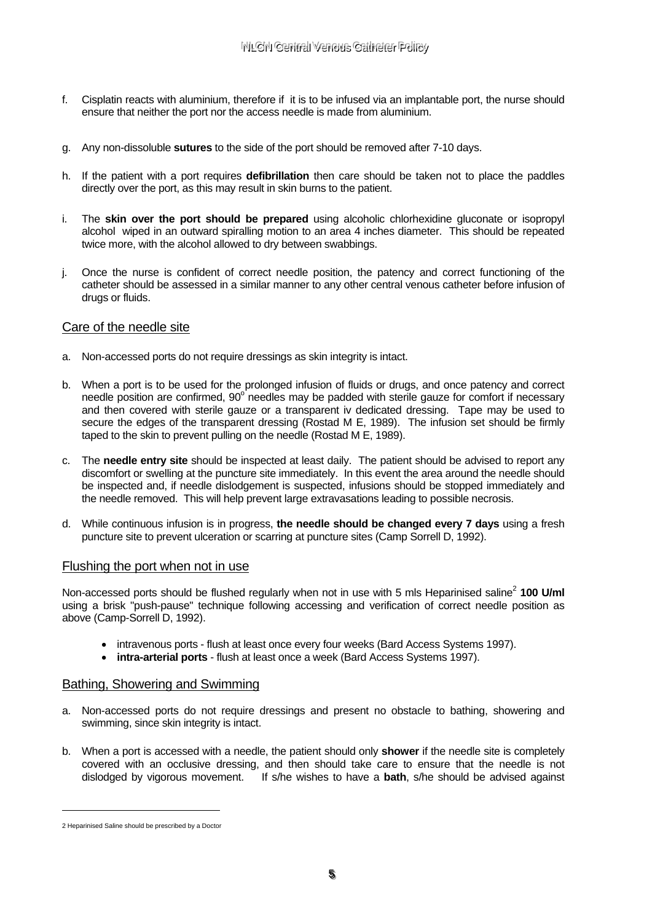f. Cisplatin reacts with aluminium, therefore if it is to be infused via an implantable port, the nurse should ensure that neither the port nor the access needle is made from aluminium.

g. Any non-dissoluble **sutures** to the side of the port should be removed after 7-10 days.

h. If the patient with a port requires **defibrillation** then care should be taken not to place the paddles directly over the port, as this may result in skin burns to the patient.

i. The **skin over the port should be prepared** using alcoholic chlorhexidine gluconate or isopropyl alcohol wiped in an outward spiralling motion to an area 4 inches diameter. This should be repeated twice more, with the alcohol allowed to dry between swabbings.

j. Once the nurse is confident of correct needle position, the patency and correct functioning of the catheter should be assessed in a similar manner to any other central venous catheter before infusion of drugs or fluids.

## Care of the needle site

a. Non-accessed ports do not require dressings as skin integrity is intact.

b. When a port is to be used for the prolonged infusion of fluids or drugs, and once patency and correct needle position are confirmed, 90° needles may be padded with sterile gauze for comfort if necessary and then covered with sterile gauze or a transparent iv dedicated dressing. Tape may be used to secure the edges of the transparent dressing (Rostad M E, 1989). The infusion set should be firmly taped to the skin to prevent pulling on the needle (Rostad M E, 1989).

c. The **needle entry site** should be inspected at least daily. The patient should be advised to report any discomfort or swelling at the puncture site immediately. In this event the area around the needle should be inspected and, if needle dislodgement is suspected, infusions should be stopped immediately and the needle removed. This will help prevent large extravasations leading to possible necrosis.

d. While continuous infusion is in progress, **the needle should be changed every 7 days** using a fresh puncture site to prevent ulceration or scarring at puncture sites (Camp Sorrell D, 1992).

## Flushing the port when not in use

Non-accessed ports should be flushed regularly when not in use with 5 mls Heparinised saline[2] **100 U/ml** using a brisk "push-pause" technique following accessing and verification of correct needle position as above (Camp-Sorrell D, 1992).

- intravenous ports - flush at least once every four weeks (Bard Access Systems 1997).
- **intra-arterial ports** - flush at least once a week (Bard Access Systems 1997).

## Bathing, Showering and Swimming

a. Non-accessed ports do not require dressings and present no obstacle to bathing, showering and swimming, since skin integrity is intact.

b. When a port is accessed with a needle, the patient should only **shower** if the needle site is completely covered with an occlusive dressing, and then should take care to ensure that the needle is not dislodged by vigorous movement. If s/he wishes to have a **bath**, s/he should be advised against

[2] Heparinised Saline should be prescribed by a Doctor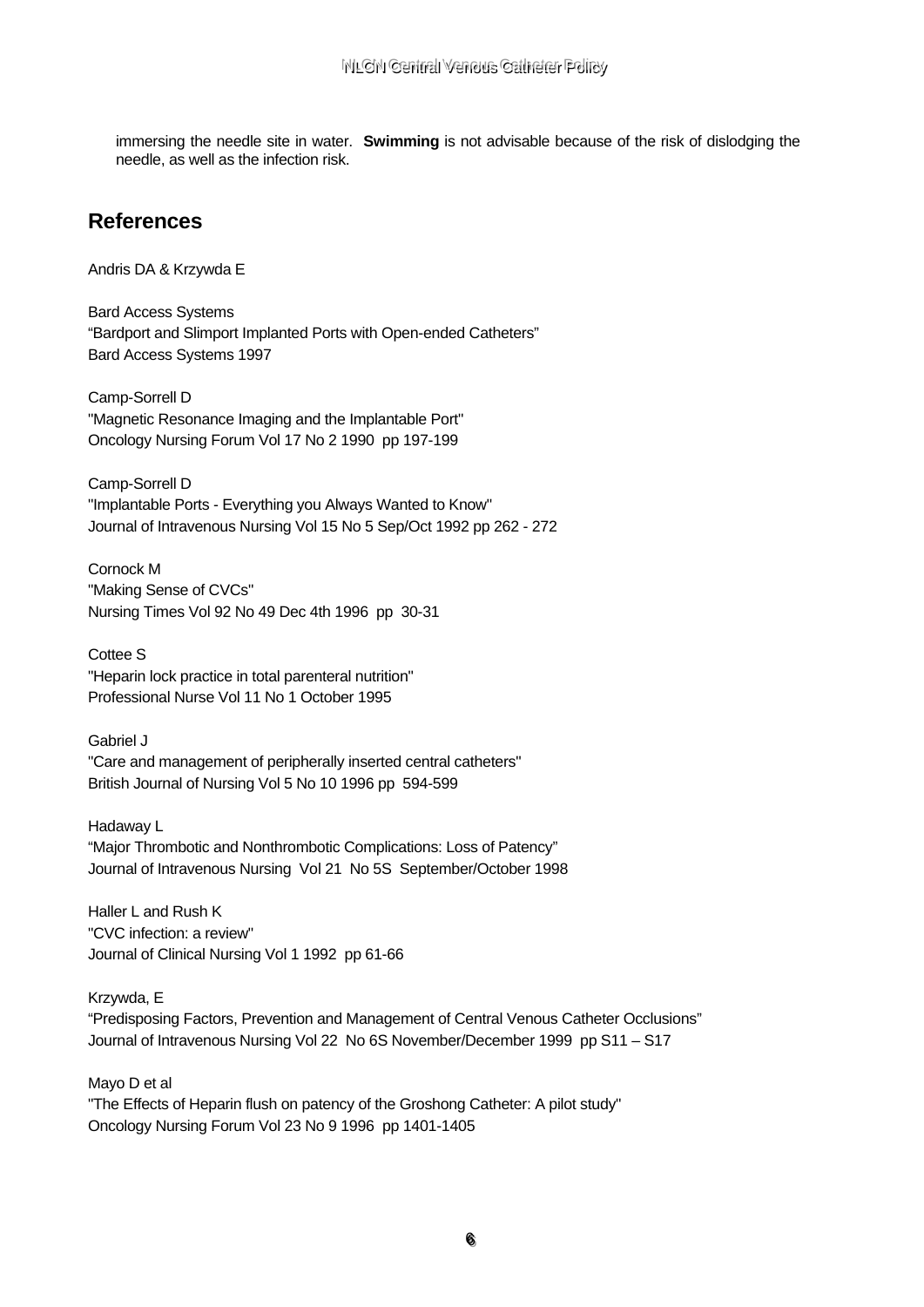immersing the needle site in water. **Swimming** is not advisable because of the risk of dislodging the needle, as well as the infection risk.

## References

Andris DA & Krzywda E

Bard Access Systems
"Bardport and Slimport Implanted Ports with Open-ended Catheters"
Bard Access Systems 1997

Camp-Sorrell D
"Magnetic Resonance Imaging and the Implantable Port"
Oncology Nursing Forum Vol 17 No 2 1990 pp 197-199

Camp-Sorrell D
"Implantable Ports - Everything you Always Wanted to Know"
Journal of Intravenous Nursing Vol 15 No 5 Sep/Oct 1992 pp 262 - 272

Cornock M
"Making Sense of CVCs"
Nursing Times Vol 92 No 49 Dec 4th 1996 pp 30-31

Cottee S
"Heparin lock practice in total parenteral nutrition"
Professional Nurse Vol 11 No 1 October 1995

Gabriel J
"Care and management of peripherally inserted central catheters"
British Journal of Nursing Vol 5 No 10 1996 pp 594-599

Hadaway L
"Major Thrombotic and Nonthrombotic Complications: Loss of Patency"
Journal of Intravenous Nursing Vol 21 No 5S September/October 1998

Haller L and Rush K
"CVC infection: a review"
Journal of Clinical Nursing Vol 1 1992 pp 61-66

Krzywda, E
"Predisposing Factors, Prevention and Management of Central Venous Catheter Occlusions"
Journal of Intravenous Nursing Vol 22 No 6S November/December 1999 pp S11 – S17

Mayo D et al
"The Effects of Heparin flush on patency of the Groshong Catheter: A pilot study"
Oncology Nursing Forum Vol 23 No 9 1996 pp 1401-1405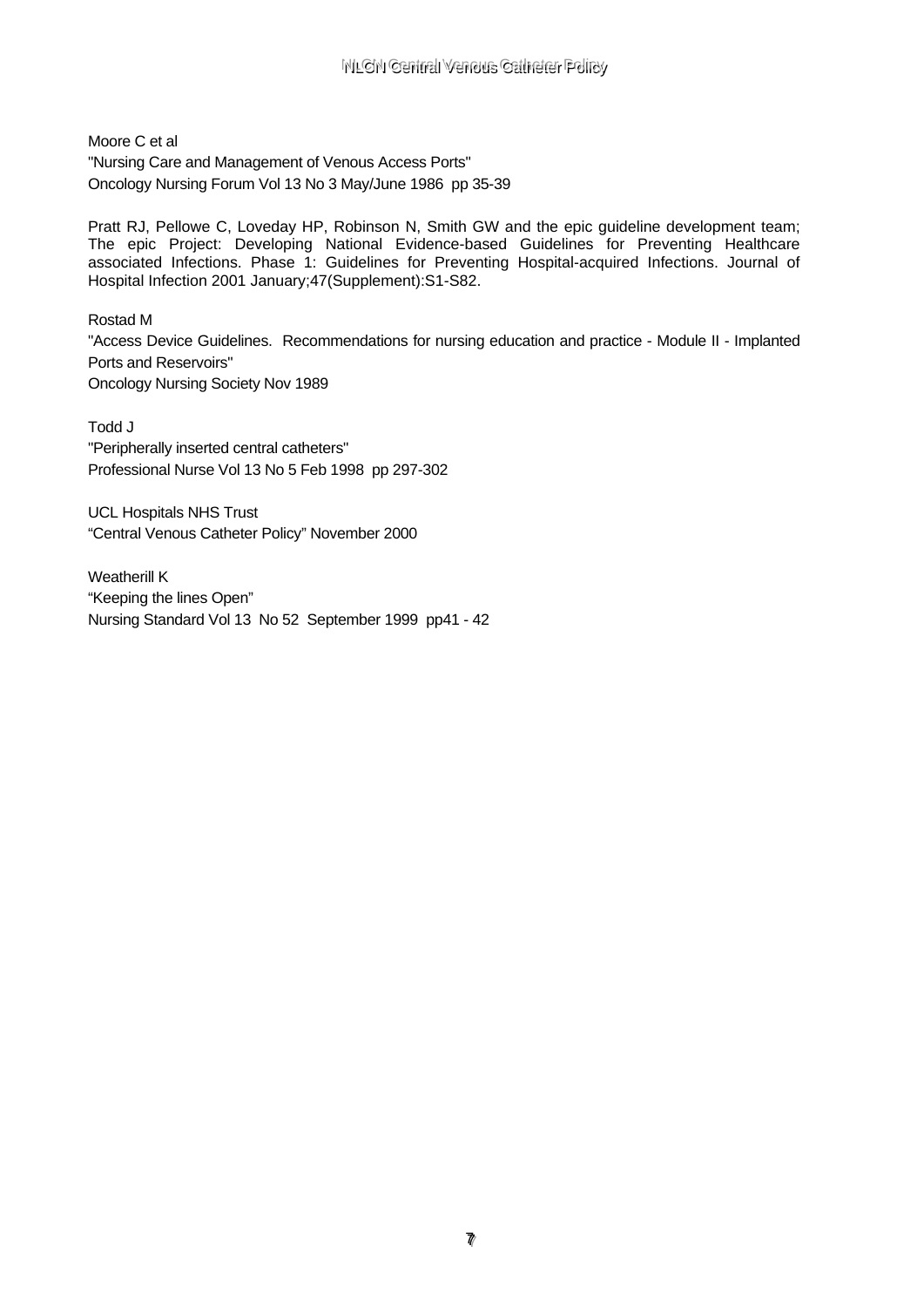Moore C et al
"Nursing Care and Management of Venous Access Ports"
Oncology Nursing Forum Vol 13 No 3 May/June 1986 pp 35-39

Pratt RJ, Pellowe C, Loveday HP, Robinson N, Smith GW and the epic guideline development team; The epic Project: Developing National Evidence-based Guidelines for Preventing Healthcare associated Infections. Phase 1: Guidelines for Preventing Hospital-acquired Infections. Journal of Hospital Infection 2001 January;47(Supplement):S1-S82.

Rostad M
"Access Device Guidelines. Recommendations for nursing education and practice - Module II - Implanted Ports and Reservoirs"
Oncology Nursing Society Nov 1989

Todd J
"Peripherally inserted central catheters"
Professional Nurse Vol 13 No 5 Feb 1998 pp 297-302

UCL Hospitals NHS Trust
“Central Venous Catheter Policy” November 2000

Weatherill K
“Keeping the lines Open”
Nursing Standard Vol 13 No 52 September 1999 pp41 - 42